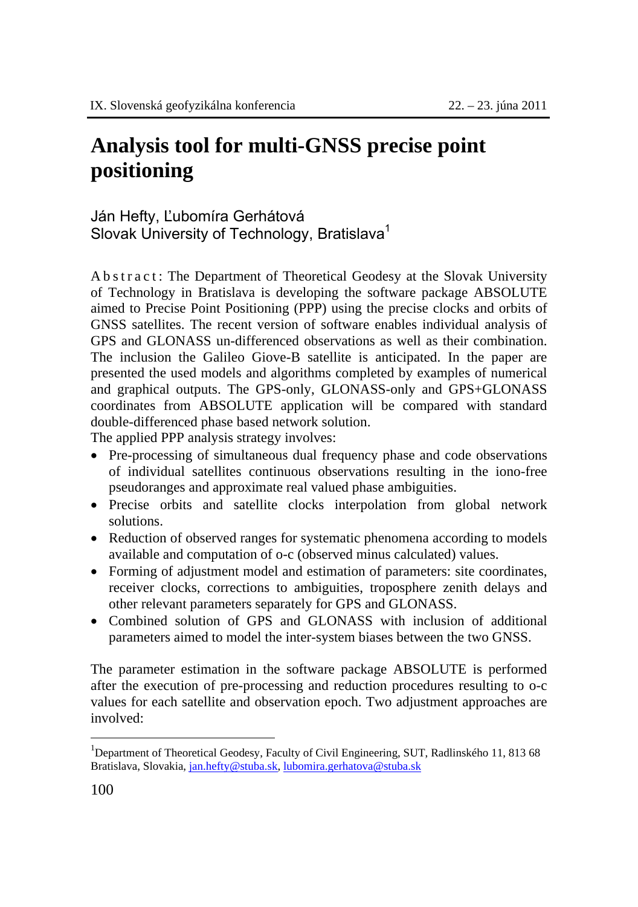# Analysis tool for multi-GNSS precise point positioning

Ján Hefty, Ľubomíra Gerhátová
Slovak University of Technology, Bratislava[1]

A b s t r a c t : The Department of Theoretical Geodesy at the Slovak University of Technology in Bratislava is developing the software package ABSOLUTE aimed to Precise Point Positioning (PPP) using the precise clocks and orbits of GNSS satellites. The recent version of software enables individual analysis of GPS and GLONASS un-differenced observations as well as their combination. The inclusion the Galileo Giove-B satellite is anticipated. In the paper are presented the used models and algorithms completed by examples of numerical and graphical outputs. The GPS-only, GLONASS-only and GPS+GLONASS coordinates from ABSOLUTE application will be compared with standard double-differenced phase based network solution.

The applied PPP analysis strategy involves:

- Pre-processing of simultaneous dual frequency phase and code observations of individual satellites continuous observations resulting in the iono-free pseudoranges and approximate real valued phase ambiguities.
- Precise orbits and satellite clocks interpolation from global network solutions.
- Reduction of observed ranges for systematic phenomena according to models available and computation of o-c (observed minus calculated) values.
- Forming of adjustment model and estimation of parameters: site coordinates, receiver clocks, corrections to ambiguities, troposphere zenith delays and other relevant parameters separately for GPS and GLONASS.
- Combined solution of GPS and GLONASS with inclusion of additional parameters aimed to model the inter-system biases between the two GNSS.

The parameter estimation in the software package ABSOLUTE is performed after the execution of pre-processing and reduction procedures resulting to o-c values for each satellite and observation epoch. Two adjustment approaches are involved:

---

[1]Department of Theoretical Geodesy, Faculty of Civil Engineering, SUT, Radlinského 11, 813 68 Bratislava, Slovakia, jan.hefty@stuba.sk, lubomira.gerhatova@stuba.sk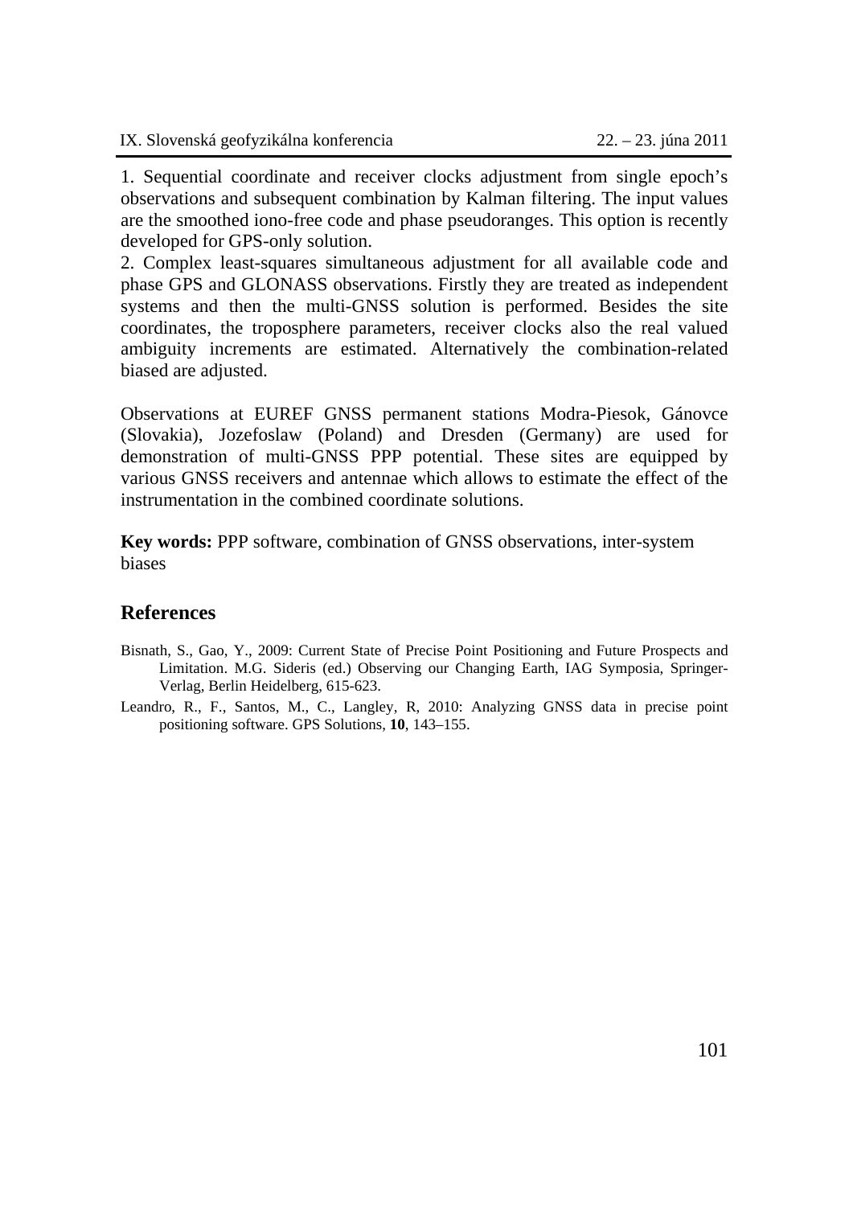1. Sequential coordinate and receiver clocks adjustment from single epoch's observations and subsequent combination by Kalman filtering. The input values are the smoothed iono-free code and phase pseudoranges. This option is recently developed for GPS-only solution.
2. Complex least-squares simultaneous adjustment for all available code and phase GPS and GLONASS observations. Firstly they are treated as independent systems and then the multi-GNSS solution is performed. Besides the site coordinates, the troposphere parameters, receiver clocks also the real valued ambiguity increments are estimated. Alternatively the combination-related biased are adjusted.

Observations at EUREF GNSS permanent stations Modra-Piesok, Gánovce (Slovakia), Jozefoslaw (Poland) and Dresden (Germany) are used for demonstration of multi-GNSS PPP potential. These sites are equipped by various GNSS receivers and antennae which allows to estimate the effect of the instrumentation in the combined coordinate solutions.

**Key words:** PPP software, combination of GNSS observations, inter-system biases

## References

Bisnath, S., Gao, Y., 2009: Current State of Precise Point Positioning and Future Prospects and Limitation. M.G. Sideris (ed.) Observing our Changing Earth, IAG Symposia, Springer-Verlag, Berlin Heidelberg, 615-623.

Leandro, R., F., Santos, M., C., Langley, R, 2010: Analyzing GNSS data in precise point positioning software. GPS Solutions, **10**, 143–155.